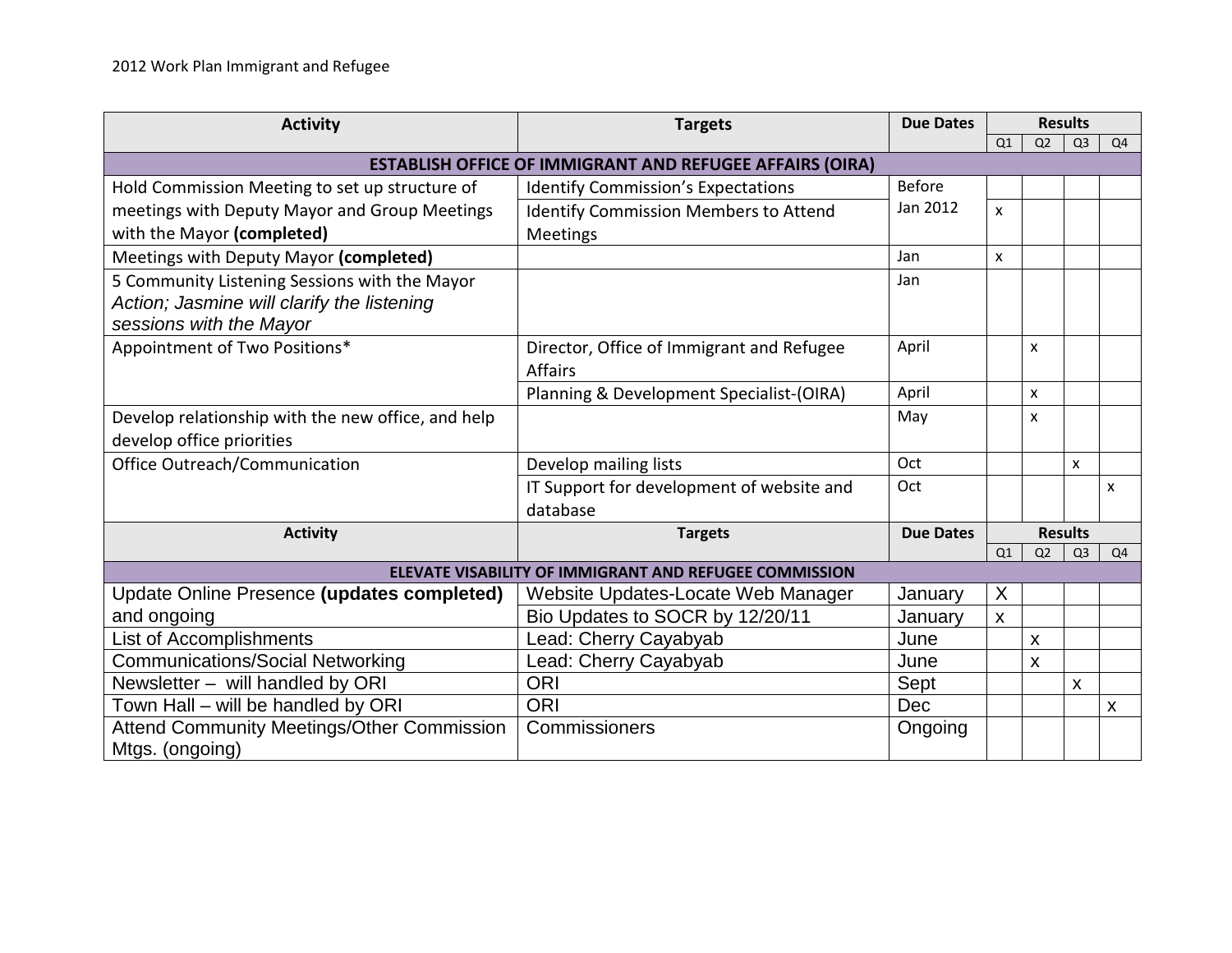2012 Work Plan Immigrant and Refugee

| Activity | Targets | Due Dates | Results | | | |
|---|---|---|---|---|---|---|
| | | | Q1 | Q2 | Q3 | Q4 |
| **ESTABLISH OFFICE OF IMMIGRANT AND REFUGEE AFFAIRS (OIRA)** | | | | | | |
| Hold Commission Meeting to set up structure of meetings with Deputy Mayor and Group Meetings with the Mayor **(completed)** | Identify Commission's Expectations | Before Jan 2012 | x | | | |
| | Identify Commission Members to Attend Meetings | | | | | |
| Meetings with Deputy Mayor **(completed)** | | Jan | x | | | |
| 5 Community Listening Sessions with the Mayor *Action; Jasmine will clarify the listening sessions with the Mayor* | | Jan | | | | |
| Appointment of Two Positions* | Director, Office of Immigrant and Refugee Affairs | April | | x | | |
| | Planning & Development Specialist-(OIRA) | April | | x | | |
| Develop relationship with the new office, and help develop office priorities | | May | | x | | |
| Office Outreach/Communication | Develop mailing lists | Oct | | | x | |
| | IT Support for development of website and database | Oct | | | | x |
| **Activity** | **Targets** | **Due Dates** | **Results** | | | |
| | | | Q1 | Q2 | Q3 | Q4 |
| **ELEVATE VISABILITY OF IMMIGRANT AND REFUGEE COMMISSION** | | | | | | |
| Update Online Presence **(updates completed)** and ongoing | Website Updates-Locate Web Manager | January | X | | | |
| | Bio Updates to SOCR by 12/20/11 | January | x | | | |
| List of Accomplishments | Lead: Cherry Cayabyab | June | | x | | |
| Communications/Social Networking | Lead: Cherry Cayabyab | June | | x | | |
| Newsletter – will handled by ORI | ORI | Sept | | | x | |
| Town Hall – will be handled by ORI | ORI | Dec | | | | x |
| Attend Community Meetings/Other Commission Mtgs. (ongoing) | Commissioners | Ongoing | | | | |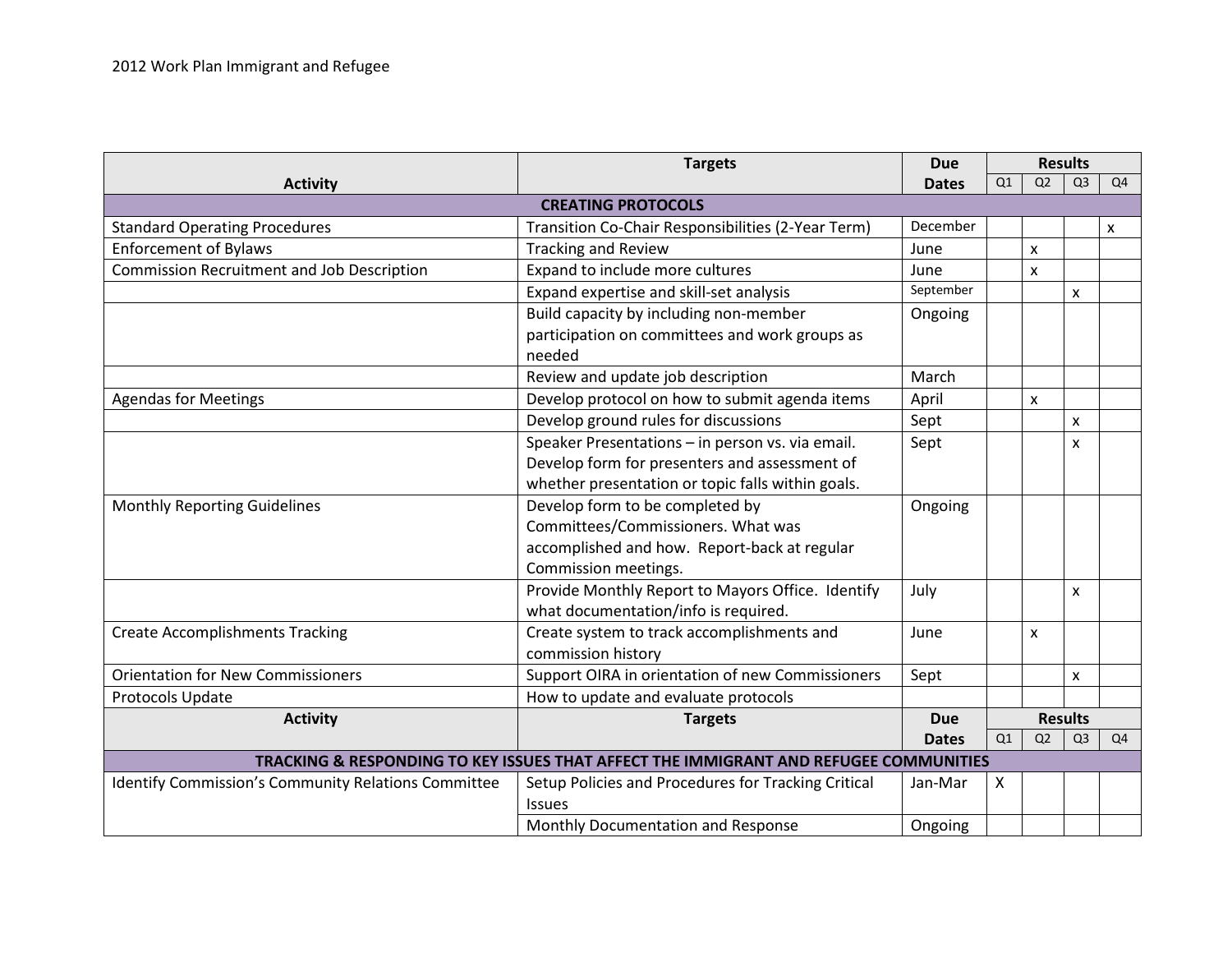2012 Work Plan Immigrant and Refugee

| Activity | Targets | Due Dates | Results | | | |
|---|---|---|---|---|---|---|
| | | | Q1 | Q2 | Q3 | Q4 |
| **CREATING PROTOCOLS** | | | | | | |
| Standard Operating Procedures | Transition Co-Chair Responsibilities (2-Year Term) | December | | | | x |
| Enforcement of Bylaws | Tracking and Review | June | | x | | |
| Commission Recruitment and Job Description | Expand to include more cultures | June | | x | | |
| | Expand expertise and skill-set analysis | September | | | x | |
| | Build capacity by including non-member participation on committees and work groups as needed | Ongoing | | | | |
| | Review and update job description | March | | | | |
| Agendas for Meetings | Develop protocol on how to submit agenda items | April | | x | | |
| | Develop ground rules for discussions | Sept | | | x | |
| | Speaker Presentations – in person vs. via email. Develop form for presenters and assessment of whether presentation or topic falls within goals. | Sept | | | x | |
| Monthly Reporting Guidelines | Develop form to be completed by Committees/Commissioners. What was accomplished and how. Report-back at regular Commission meetings. | Ongoing | | | | |
| | Provide Monthly Report to Mayors Office. Identify what documentation/info is required. | July | | | x | |
| Create Accomplishments Tracking | Create system to track accomplishments and commission history | June | | x | | |
| Orientation for New Commissioners | Support OIRA in orientation of new Commissioners | Sept | | | x | |
| Protocols Update | How to update and evaluate protocols | | | | | |

| Activity | Targets | Due Dates | Results | | | |
|---|---|---|---|---|---|---|
| | | | Q1 | Q2 | Q3 | Q4 |
| **TRACKING & RESPONDING TO KEY ISSUES THAT AFFECT THE IMMIGRANT AND REFUGEE COMMUNITIES** | | | | | | |
| Identify Commission's Community Relations Committee | Setup Policies and Procedures for Tracking Critical Issues | Jan-Mar | X | | | |
| | Monthly Documentation and Response | Ongoing | | | | |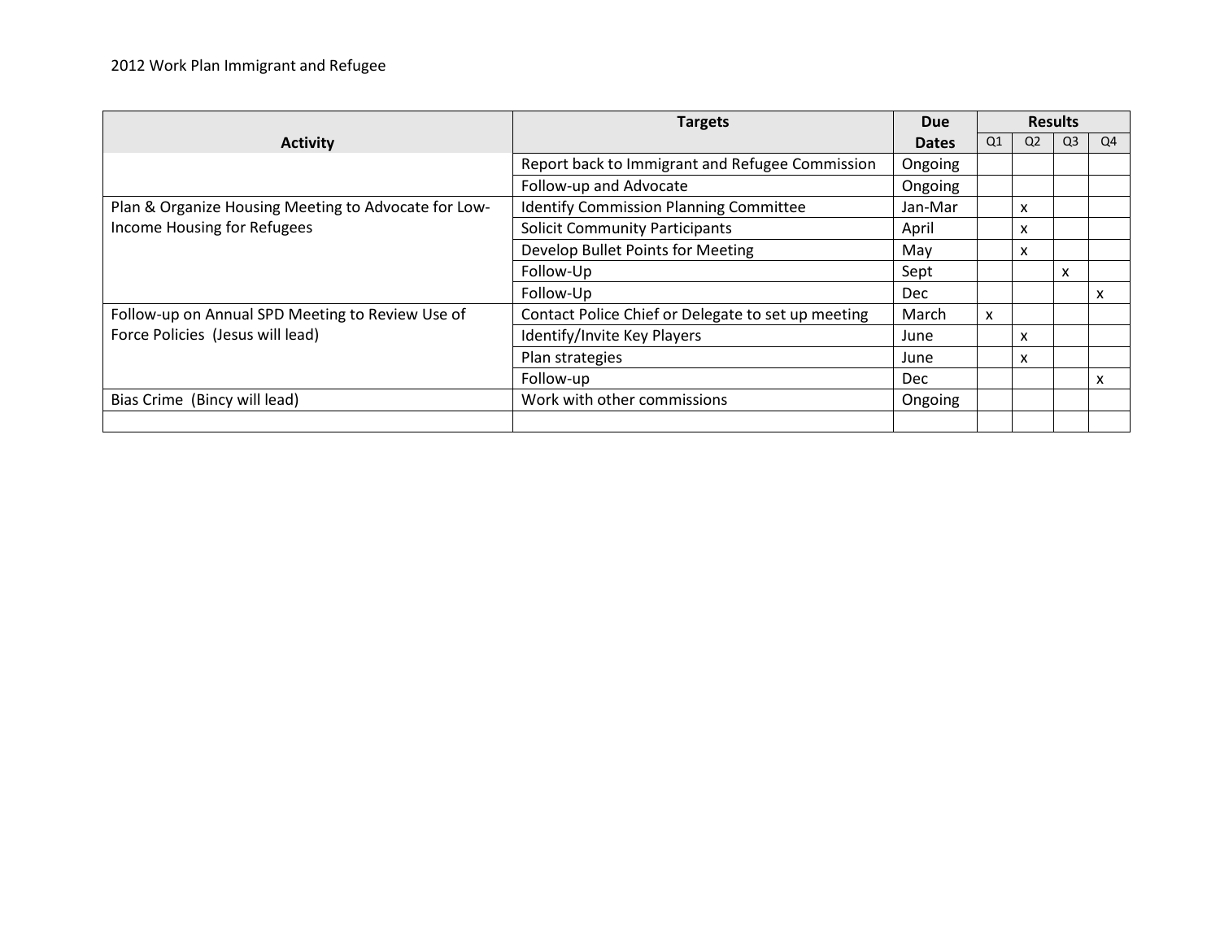2012 Work Plan Immigrant and Refugee

| Activity | Targets | Due Dates | Results | | | |
|---|---|---|---|---|---|---|
| | | | Q1 | Q2 | Q3 | Q4 |
| | Report back to Immigrant and Refugee Commission | Ongoing | | | | |
| | Follow-up and Advocate | Ongoing | | | | |
| Plan & Organize Housing Meeting to Advocate for Low-Income Housing for Refugees | Identify Commission Planning Committee | Jan-Mar | | x | | |
| | Solicit Community Participants | April | | x | | |
| | Develop Bullet Points for Meeting | May | | x | | |
| | Follow-Up | Sept | | | x | |
| | Follow-Up | Dec | | | | x |
| Follow-up on Annual SPD Meeting to Review Use of Force Policies (Jesus will lead) | Contact Police Chief or Delegate to set up meeting | March | x | | | |
| | Identify/Invite Key Players | June | | x | | |
| | Plan strategies | June | | x | | |
| | Follow-up | Dec | | | | x |
| Bias Crime (Bincy will lead) | Work with other commissions | Ongoing | | | | |
| | | | | | | |